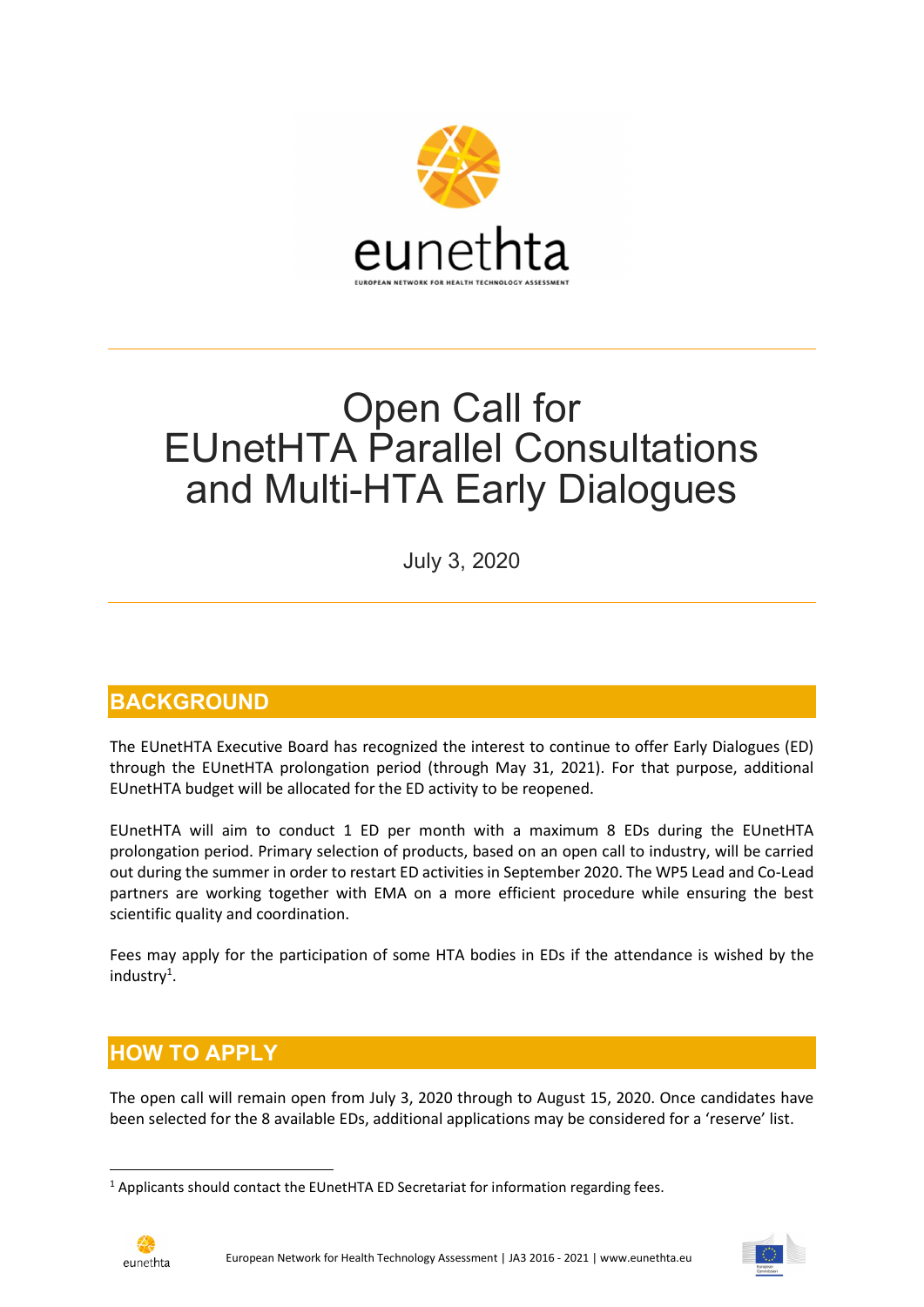# Open Call for EUnetHTA Parallel Consultations and Multi-HTA Early Dialogues

July 3, 2020

## BACKGROUND

The EUnetHTA Executive Board has recognized the interest to continue to offer Early Dialogues (ED) through the EUnetHTA prolongation period (through May 31, 2021). For that purpose, additional EUnetHTA budget will be allocated for the ED activity to be reopened.

EUnetHTA will aim to conduct 1 ED per month with a maximum 8 EDs during the EUnetHTA prolongation period. Primary selection of products, based on an open call to industry, will be carried out during the summer in order to restart ED activities in September 2020. The WP5 Lead and Co-Lead partners are working together with EMA on a more efficient procedure while ensuring the best scientific quality and coordination.

Fees may apply for the participation of some HTA bodies in EDs if the attendance is wished by the industry[1].

## HOW TO APPLY

The open call will remain open from July 3, 2020 through to August 15, 2020. Once candidates have been selected for the 8 available EDs, additional applications may be considered for a 'reserve' list.

[1] Applicants should contact the EUnetHTA ED Secretariat for information regarding fees.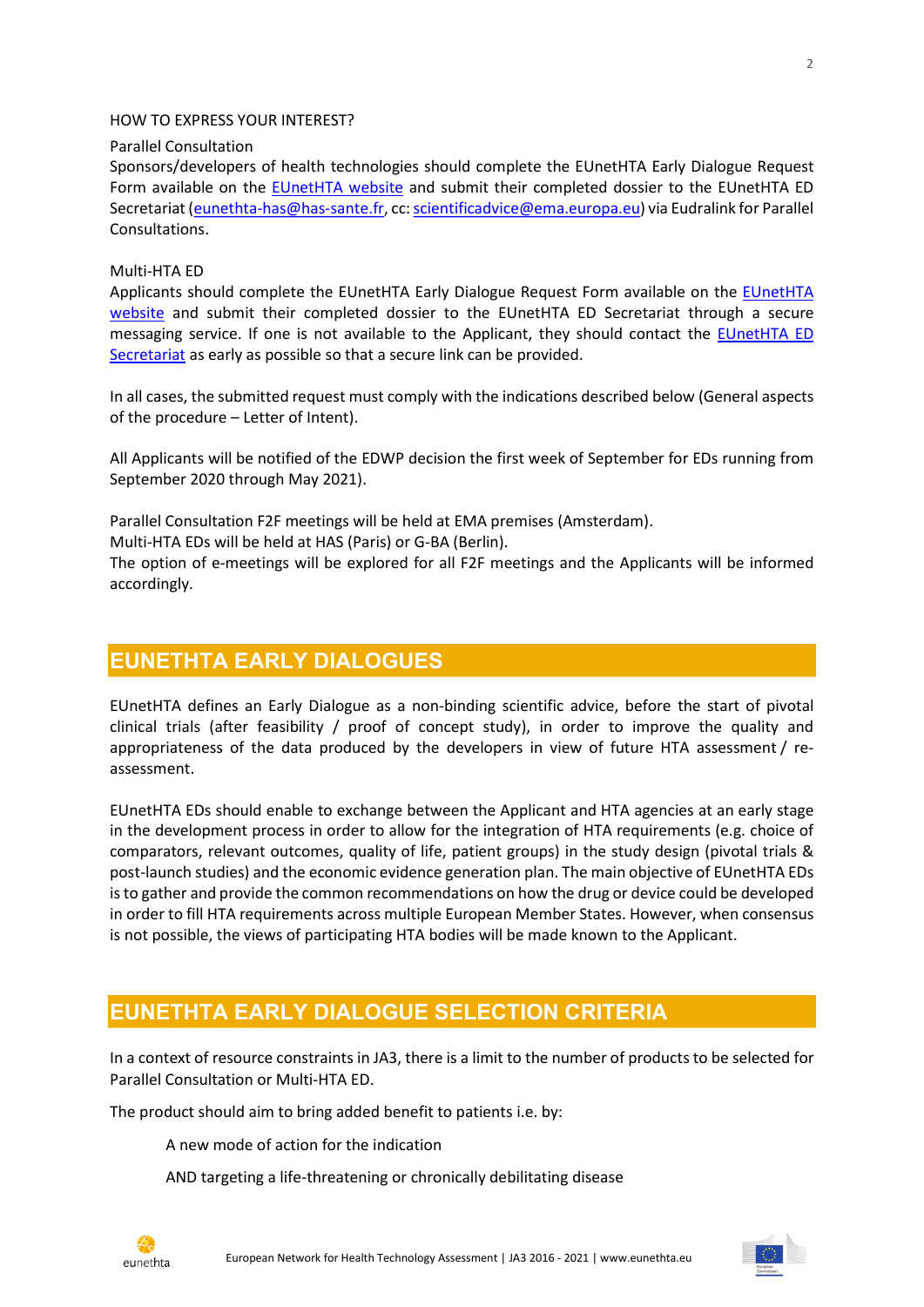HOW TO EXPRESS YOUR INTEREST?

Parallel Consultation

Sponsors/developers of health technologies should complete the EUnetHTA Early Dialogue Request Form available on the [EUnetHTA website](#) and submit their completed dossier to the EUnetHTA ED Secretariat (eunethta-has@has-sante.fr, cc: scientificadvice@ema.europa.eu) via Eudralink for Parallel Consultations.

Multi-HTA ED

Applicants should complete the EUnetHTA Early Dialogue Request Form available on the [EUnetHTA website](#) and submit their completed dossier to the EUnetHTA ED Secretariat through a secure messaging service. If one is not available to the Applicant, they should contact the [EUnetHTA ED Secretariat](#) as early as possible so that a secure link can be provided.

In all cases, the submitted request must comply with the indications described below (General aspects of the procedure – Letter of Intent).

All Applicants will be notified of the EDWP decision the first week of September for EDs running from September 2020 through May 2021).

Parallel Consultation F2F meetings will be held at EMA premises (Amsterdam).
Multi-HTA EDs will be held at HAS (Paris) or G-BA (Berlin).
The option of e-meetings will be explored for all F2F meetings and the Applicants will be informed accordingly.

## EUNETHTA EARLY DIALOGUES

EUnetHTA defines an Early Dialogue as a non-binding scientific advice, before the start of pivotal clinical trials (after feasibility / proof of concept study), in order to improve the quality and appropriateness of the data produced by the developers in view of future HTA assessment / re-assessment.

EUnetHTA EDs should enable to exchange between the Applicant and HTA agencies at an early stage in the development process in order to allow for the integration of HTA requirements (e.g. choice of comparators, relevant outcomes, quality of life, patient groups) in the study design (pivotal trials & post-launch studies) and the economic evidence generation plan. The main objective of EUnetHTA EDs is to gather and provide the common recommendations on how the drug or device could be developed in order to fill HTA requirements across multiple European Member States. However, when consensus is not possible, the views of participating HTA bodies will be made known to the Applicant.

## EUNETHTA EARLY DIALOGUE SELECTION CRITERIA

In a context of resource constraints in JA3, there is a limit to the number of products to be selected for Parallel Consultation or Multi-HTA ED.

The product should aim to bring added benefit to patients i.e. by:

A new mode of action for the indication

AND targeting a life-threatening or chronically debilitating disease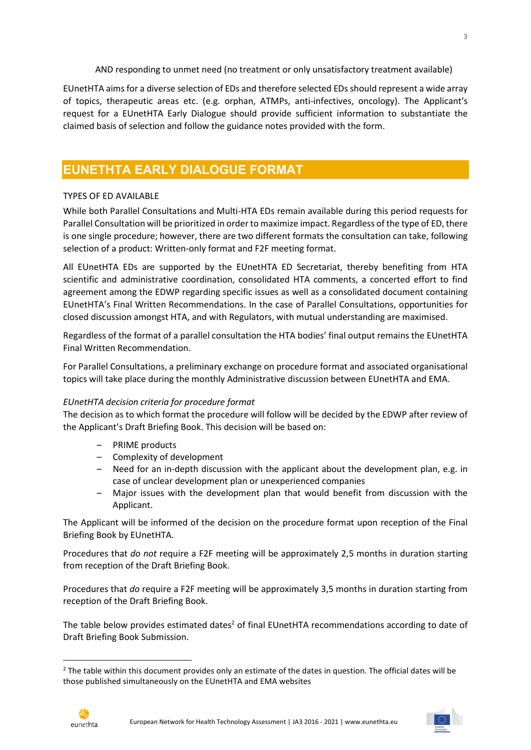AND responding to unmet need (no treatment or only unsatisfactory treatment available)

EUnetHTA aims for a diverse selection of EDs and therefore selected EDs should represent a wide array of topics, therapeutic areas etc. (e.g. orphan, ATMPs, anti-infectives, oncology). The Applicant's request for a EUnetHTA Early Dialogue should provide sufficient information to substantiate the claimed basis of selection and follow the guidance notes provided with the form.

## EUNETHTA EARLY DIALOGUE FORMAT

TYPES OF ED AVAILABLE

While both Parallel Consultations and Multi-HTA EDs remain available during this period requests for Parallel Consultation will be prioritized in order to maximize impact. Regardless of the type of ED, there is one single procedure; however, there are two different formats the consultation can take, following selection of a product: Written-only format and F2F meeting format.

All EUnetHTA EDs are supported by the EUnetHTA ED Secretariat, thereby benefiting from HTA scientific and administrative coordination, consolidated HTA comments, a concerted effort to find agreement among the EDWP regarding specific issues as well as a consolidated document containing EUnetHTA's Final Written Recommendations. In the case of Parallel Consultations, opportunities for closed discussion amongst HTA, and with Regulators, with mutual understanding are maximised.

Regardless of the format of a parallel consultation the HTA bodies' final output remains the EUnetHTA Final Written Recommendation.

For Parallel Consultations, a preliminary exchange on procedure format and associated organisational topics will take place during the monthly Administrative discussion between EUnetHTA and EMA.

*EUnetHTA decision criteria for procedure format*

The decision as to which format the procedure will follow will be decided by the EDWP after review of the Applicant's Draft Briefing Book. This decision will be based on:

- PRIME products
- Complexity of development
- Need for an in-depth discussion with the applicant about the development plan, e.g. in case of unclear development plan or unexperienced companies
- Major issues with the development plan that would benefit from discussion with the Applicant.

The Applicant will be informed of the decision on the procedure format upon reception of the Final Briefing Book by EUnetHTA.

Procedures that *do not* require a F2F meeting will be approximately 2,5 months in duration starting from reception of the Draft Briefing Book.

Procedures that *do* require a F2F meeting will be approximately 3,5 months in duration starting from reception of the Draft Briefing Book.

The table below provides estimated dates[2] of final EUnetHTA recommendations according to date of Draft Briefing Book Submission.

[2] The table within this document provides only an estimate of the dates in question. The official dates will be those published simultaneously on the EUnetHTA and EMA websites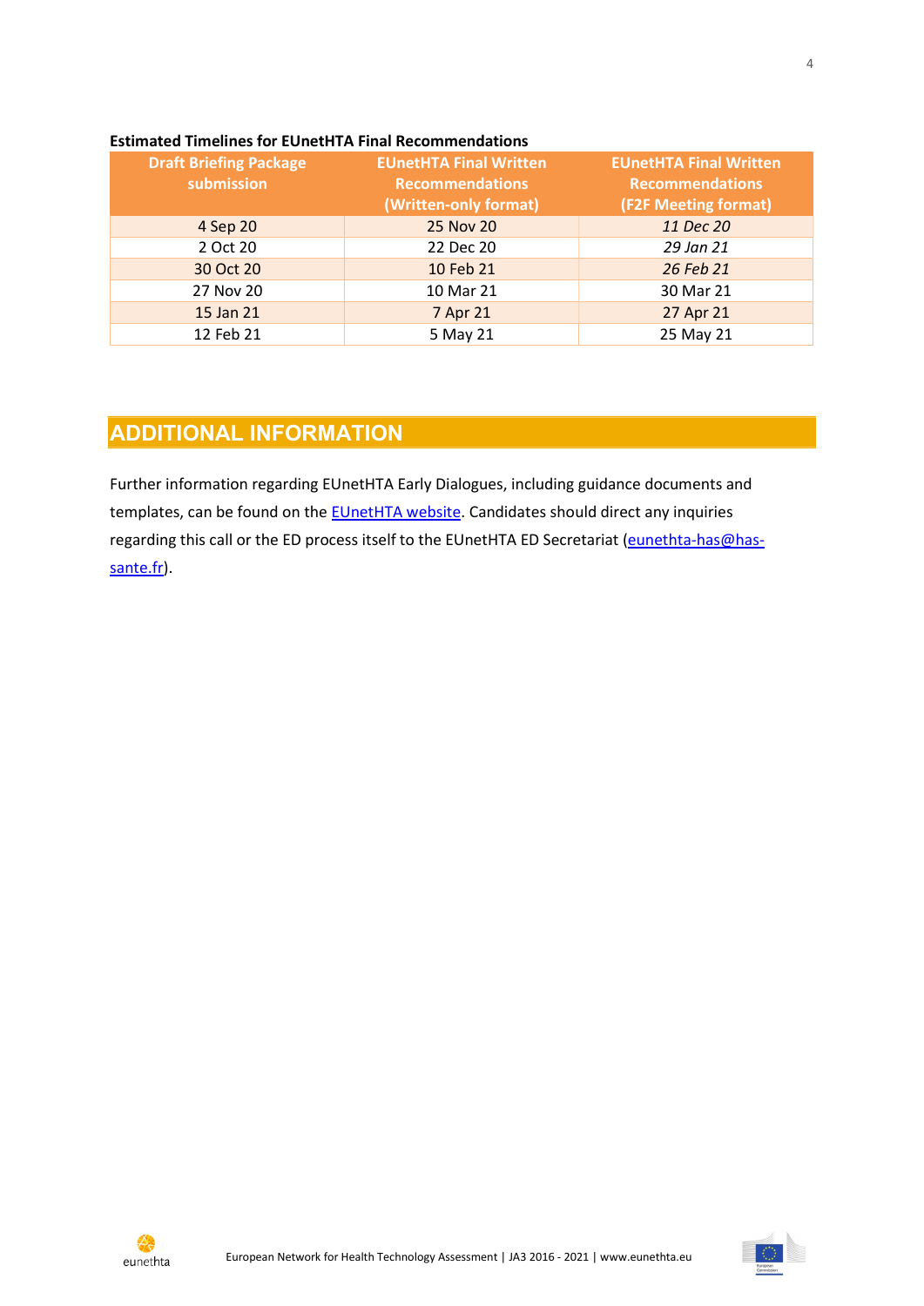**Estimated Timelines for EUnetHTA Final Recommendations**

| Draft Briefing Package submission | EUnetHTA Final Written Recommendations (Written-only format) | EUnetHTA Final Written Recommendations (F2F Meeting format) |
|---|---|---|
| 4 Sep 20 | 25 Nov 20 | *11 Dec 20* |
| 2 Oct 20 | 22 Dec 20 | *29 Jan 21* |
| 30 Oct 20 | 10 Feb 21 | *26 Feb 21* |
| 27 Nov 20 | 10 Mar 21 | 30 Mar 21 |
| 15 Jan 21 | 7 Apr 21 | 27 Apr 21 |
| 12 Feb 21 | 5 May 21 | 25 May 21 |

# ADDITIONAL INFORMATION

Further information regarding EUnetHTA Early Dialogues, including guidance documents and templates, can be found on the EUnetHTA website. Candidates should direct any inquiries regarding this call or the ED process itself to the EUnetHTA ED Secretariat (eunethta-has@has-sante.fr).